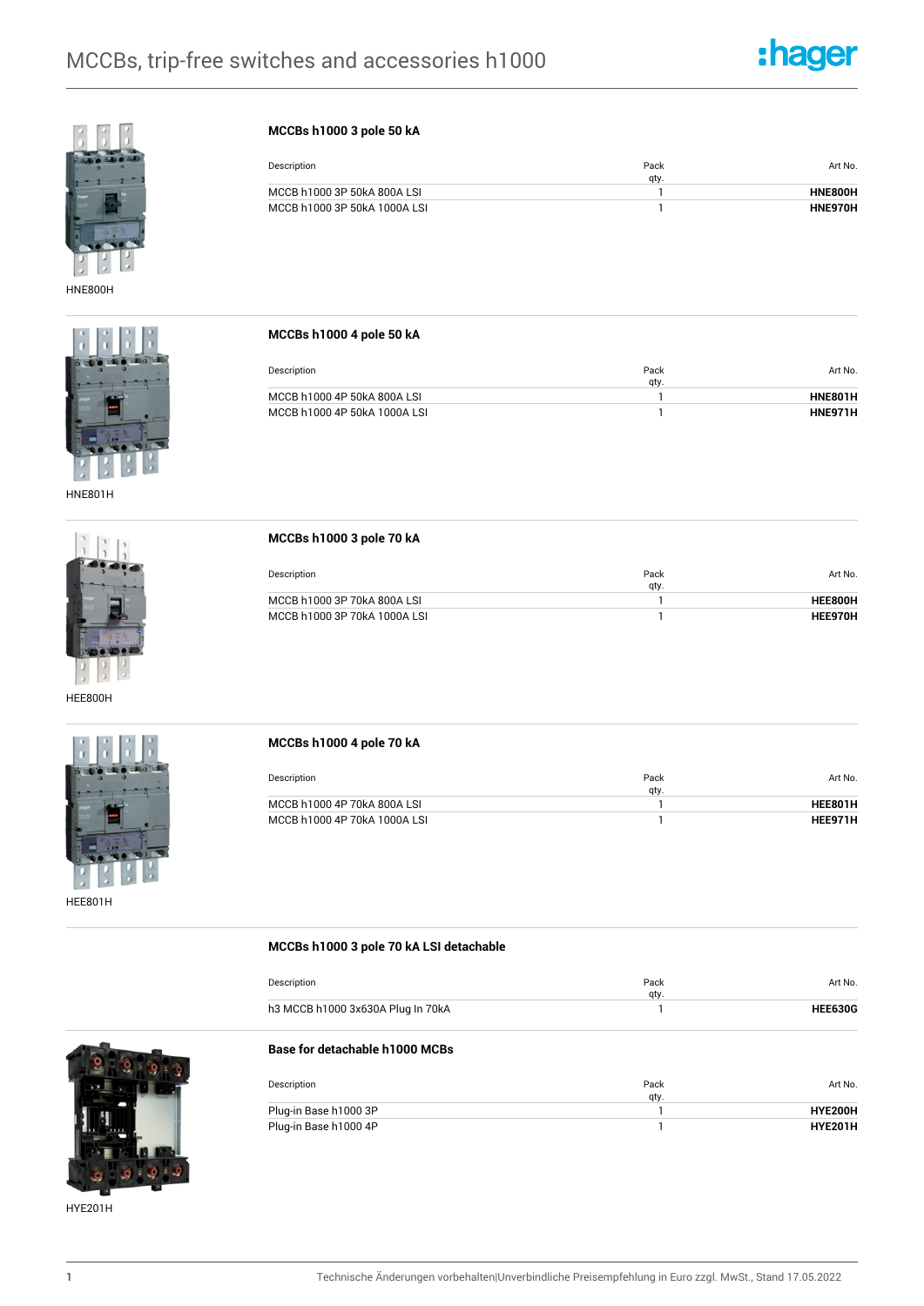# MCCBs, trip-free switches and accessories h1000

HNE800H

### MCCBs h1000 3 pole 50 kA

| Description | Pack qty. | Art No. |
| --- | --- | --- |
| MCCB h1000 3P 50kA 800A LSI | 1 | **HNE800H** |
| MCCB h1000 3P 50kA 1000A LSI | 1 | **HNE970H** |

HNE801H

### MCCBs h1000 4 pole 50 kA

| Description | Pack qty. | Art No. |
| --- | --- | --- |
| MCCB h1000 4P 50kA 800A LSI | 1 | **HNE801H** |
| MCCB h1000 4P 50kA 1000A LSI | 1 | **HNE971H** |

HEE800H

### MCCBs h1000 3 pole 70 kA

| Description | Pack qty. | Art No. |
| --- | --- | --- |
| MCCB h1000 3P 70kA 800A LSI | 1 | **HEE800H** |
| MCCB h1000 3P 70kA 1000A LSI | 1 | **HEE970H** |

HEE801H

### MCCBs h1000 4 pole 70 kA

| Description | Pack qty. | Art No. |
| --- | --- | --- |
| MCCB h1000 4P 70kA 800A LSI | 1 | **HEE801H** |
| MCCB h1000 4P 70kA 1000A LSI | 1 | **HEE971H** |

### MCCBs h1000 3 pole 70 kA LSI detachable

| Description | Pack qty. | Art No. |
| --- | --- | --- |
| h3 MCCB h1000 3x630A Plug In 70kA | 1 | **HEE630G** |

HYE201H

### Base for detachable h1000 MCBs

| Description | Pack qty. | Art No. |
| --- | --- | --- |
| Plug-in Base h1000 3P | 1 | **HYE200H** |
| Plug-in Base h1000 4P | 1 | **HYE201H** |

Technische Änderungen vorbehalten|Unverbindliche Preisempfehlung in Euro zzgl. MwSt., Stand 17.05.2022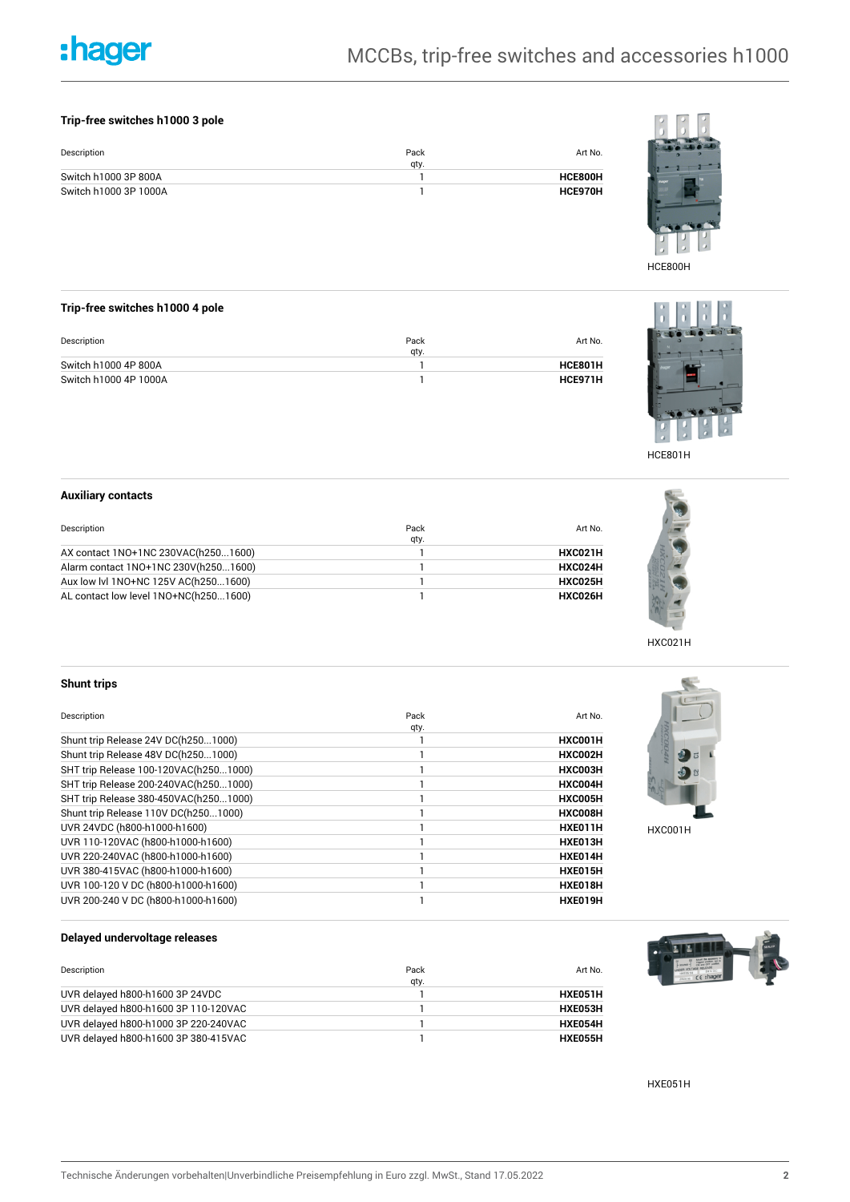### Trip-free switches h1000 3 pole

| Description | Pack qty. | Art No. |
|---|---|---|
| Switch h1000 3P 800A | 1 | **HCE800H** |
| Switch h1000 3P 1000A | 1 | **HCE970H** |

HCE800H

### Trip-free switches h1000 4 pole

| Description | Pack qty. | Art No. |
|---|---|---|
| Switch h1000 4P 800A | 1 | **HCE801H** |
| Switch h1000 4P 1000A | 1 | **HCE971H** |

HCE801H

### Auxiliary contacts

| Description | Pack qty. | Art No. |
|---|---|---|
| AX contact 1NO+1NC 230VAC(h250...1600) | 1 | **HXC021H** |
| Alarm contact 1NO+1NC 230V(h250...1600) | 1 | **HXC024H** |
| Aux low lvl 1NO+NC 125V AC(h250...1600) | 1 | **HXC025H** |
| AL contact low level 1NO+NC(h250...1600) | 1 | **HXC026H** |

HXC021H

### Shunt trips

| Description | Pack qty. | Art No. |
|---|---|---|
| Shunt trip Release 24V DC(h250...1000) | 1 | **HXC001H** |
| Shunt trip Release 48V DC(h250...1000) | 1 | **HXC002H** |
| SHT trip Release 100-120VAC(h250...1000) | 1 | **HXC003H** |
| SHT trip Release 200-240VAC(h250...1000) | 1 | **HXC004H** |
| SHT trip Release 380-450VAC(h250...1000) | 1 | **HXC005H** |
| Shunt trip Release 110V DC(h250...1000) | 1 | **HXC008H** |
| UVR 24VDC (h800-h1000-h1600) | 1 | **HXE011H** |
| UVR 110-120VAC (h800-h1000-h1600) | 1 | **HXE013H** |
| UVR 220-240VAC (h800-h1000-h1600) | 1 | **HXE014H** |
| UVR 380-415VAC (h800-h1000-h1600) | 1 | **HXE015H** |
| UVR 100-120 V DC (h800-h1000-h1600) | 1 | **HXE018H** |
| UVR 200-240 V DC (h800-h1000-h1600) | 1 | **HXE019H** |

HXC001H

### Delayed undervoltage releases

| Description | Pack qty. | Art No. |
|---|---|---|
| UVR delayed h800-h1600 3P 24VDC | 1 | **HXE051H** |
| UVR delayed h800-h1600 3P 110-120VAC | 1 | **HXE053H** |
| UVR delayed h800-h1000 3P 220-240VAC | 1 | **HXE054H** |
| UVR delayed h800-h1600 3P 380-415VAC | 1 | **HXE055H** |

HXE051H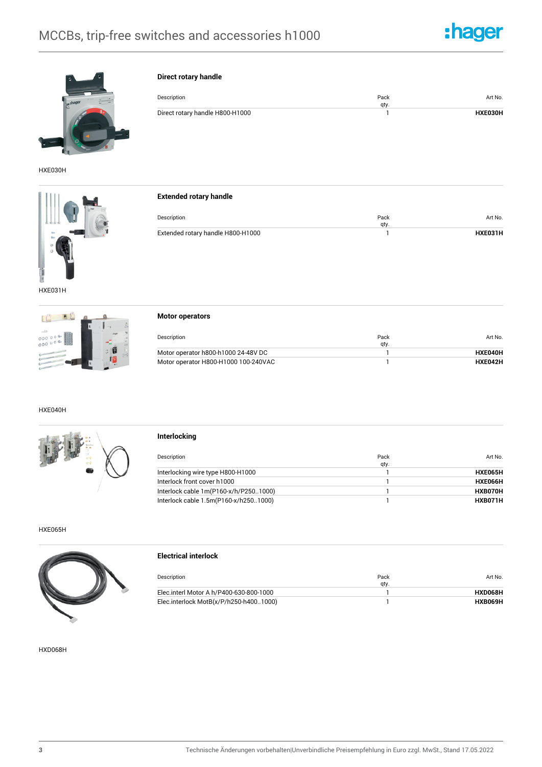# MCCBs, trip-free switches and accessories h1000

HXE030H

## Direct rotary handle

| Description | Pack qty. | Art No. |
|---|---|---|
| Direct rotary handle H800-H1000 | 1 | **HXE030H** |

HXE031H

## Extended rotary handle

| Description | Pack qty. | Art No. |
|---|---|---|
| Extended rotary handle H800-H1000 | 1 | **HXE031H** |

HXE040H

## Motor operators

| Description | Pack qty. | Art No. |
|---|---|---|
| Motor operator h800-h1000 24-48V DC | 1 | **HXE040H** |
| Motor operator H800-H1000 100-240VAC | 1 | **HXE042H** |

HXE065H

## Interlocking

| Description | Pack qty. | Art No. |
|---|---|---|
| Interlocking wire type H800-H1000 | 1 | **HXE065H** |
| Interlock front cover h1000 | 1 | **HXE066H** |
| Interlock cable 1m(P160-x/h/P250..1000) | 1 | **HXB070H** |
| Interlock cable 1.5m(P160-x/h250..1000) | 1 | **HXB071H** |

HXD068H

## Electrical interlock

| Description | Pack qty. | Art No. |
|---|---|---|
| Elec.interl Motor A h/P400-630-800-1000 | 1 | **HXD068H** |
| Elec.interlock MotB(x/P/h250-h400..1000) | 1 | **HXB069H** |

Technische Änderungen vorbehalten|Unverbindliche Preisempfehlung in Euro zzgl. MwSt., Stand 17.05.2022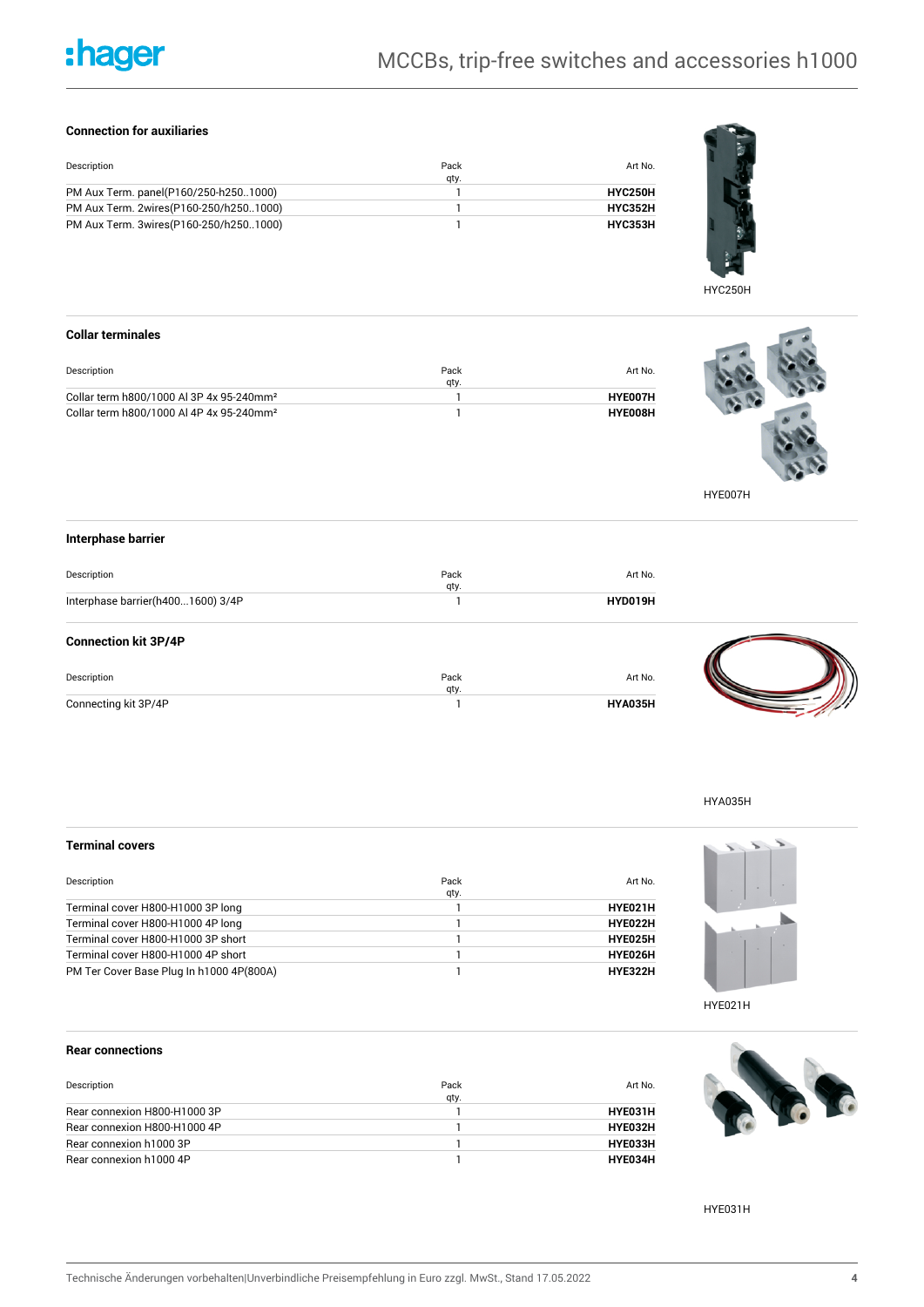## Connection for auxiliaries

| Description | Pack qty. | Art No. |
|---|---|---|
| PM Aux Term. panel(P160/250-h250..1000) | 1 | **HYC250H** |
| PM Aux Term. 2wires(P160-250/h250..1000) | 1 | **HYC352H** |
| PM Aux Term. 3wires(P160-250/h250..1000) | 1 | **HYC353H** |

HYC250H

## Collar terminales

| Description | Pack qty. | Art No. |
|---|---|---|
| Collar term h800/1000 Al 3P 4x 95-240mm² | 1 | **HYE007H** |
| Collar term h800/1000 Al 4P 4x 95-240mm² | 1 | **HYE008H** |

HYE007H

## Interphase barrier

| Description | Pack qty. | Art No. |
|---|---|---|
| Interphase barrier(h400...1600) 3/4P | 1 | **HYD019H** |

## Connection kit 3P/4P

| Description | Pack qty. | Art No. |
|---|---|---|
| Connecting kit 3P/4P | 1 | **HYA035H** |

HYA035H

## Terminal covers

| Description | Pack qty. | Art No. |
|---|---|---|
| Terminal cover H800-H1000 3P long | 1 | **HYE021H** |
| Terminal cover H800-H1000 4P long | 1 | **HYE022H** |
| Terminal cover H800-H1000 3P short | 1 | **HYE025H** |
| Terminal cover H800-H1000 4P short | 1 | **HYE026H** |
| PM Ter Cover Base Plug In h1000 4P(800A) | 1 | **HYE322H** |

HYE021H

## Rear connections

| Description | Pack qty. | Art No. |
|---|---|---|
| Rear connexion H800-H1000 3P | 1 | **HYE031H** |
| Rear connexion H800-H1000 4P | 1 | **HYE032H** |
| Rear connexion h1000 3P | 1 | **HYE033H** |
| Rear connexion h1000 4P | 1 | **HYE034H** |

HYE031H